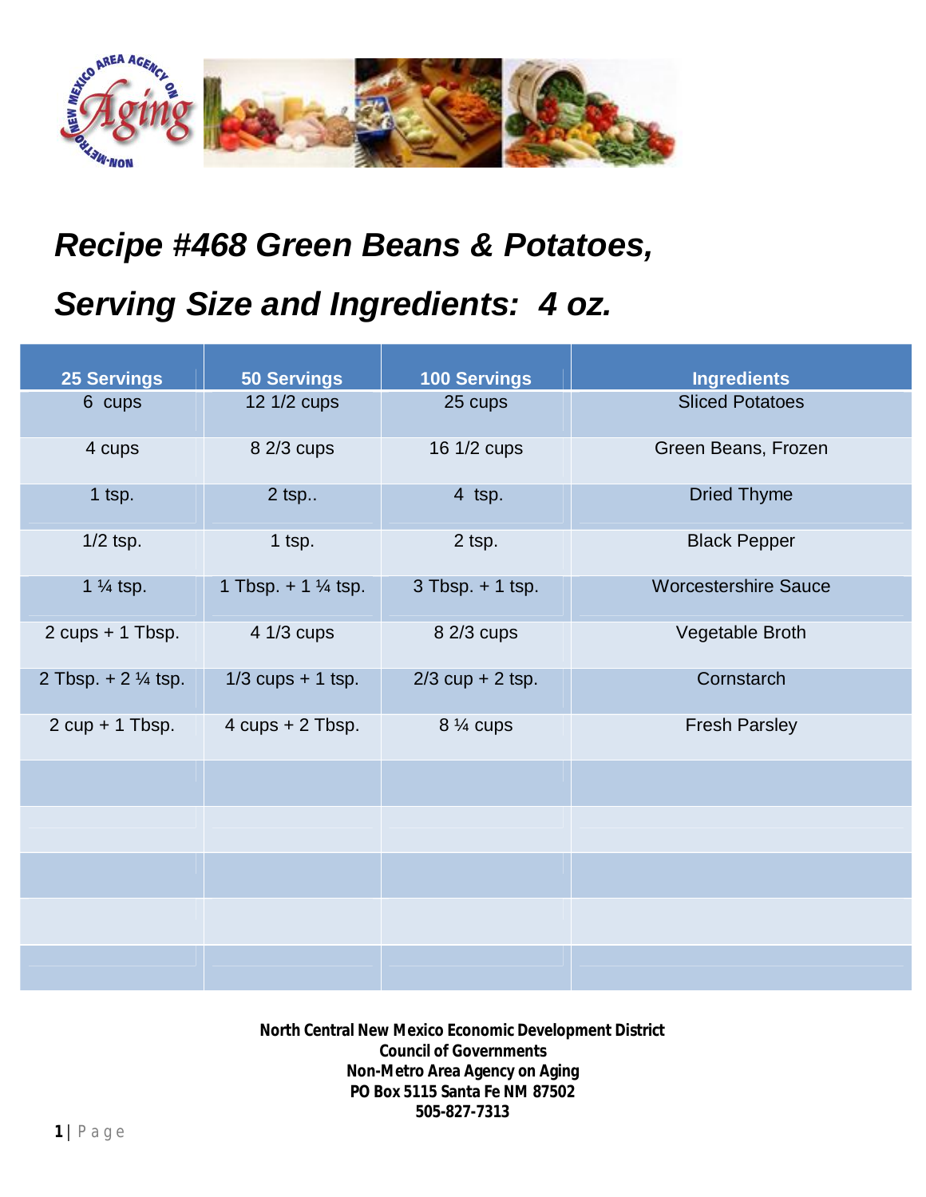# Recipe #468 Green Beans & Potatoes,

# Serving Size and Ingredients: 4 oz.

| 25 Servings | 50 Servings | 100 Servings | Ingredients |
|---|---|---|---|
| 6 cups | 12 1/2 cups | 25 cups | Sliced Potatoes |
| 4 cups | 8 2/3 cups | 16 1/2 cups | Green Beans, Frozen |
| 1 tsp. | 2 tsp.. | 4 tsp. | Dried Thyme |
| 1/2 tsp. | 1 tsp. | 2 tsp. | Black Pepper |
| 1 ¼ tsp. | 1 Tbsp. + 1 ¼ tsp. | 3 Tbsp. + 1 tsp. | Worcestershire Sauce |
| 2 cups + 1 Tbsp. | 4 1/3 cups | 8 2/3 cups | Vegetable Broth |
| 2 Tbsp. + 2 ¼ tsp. | 1/3 cups + 1 tsp. | 2/3 cup + 2 tsp. | Cornstarch |
| 2 cup + 1 Tbsp. | 4 cups + 2 Tbsp. | 8 ¼ cups | Fresh Parsley |
| | | | |
| | | | |
| | | | |
| | | | |
| | | | |

**North Central New Mexico Economic Development District**
**Council of Governments**
**Non-Metro Area Agency on Aging**
**PO Box 5115 Santa Fe NM 87502**
**505-827-7313**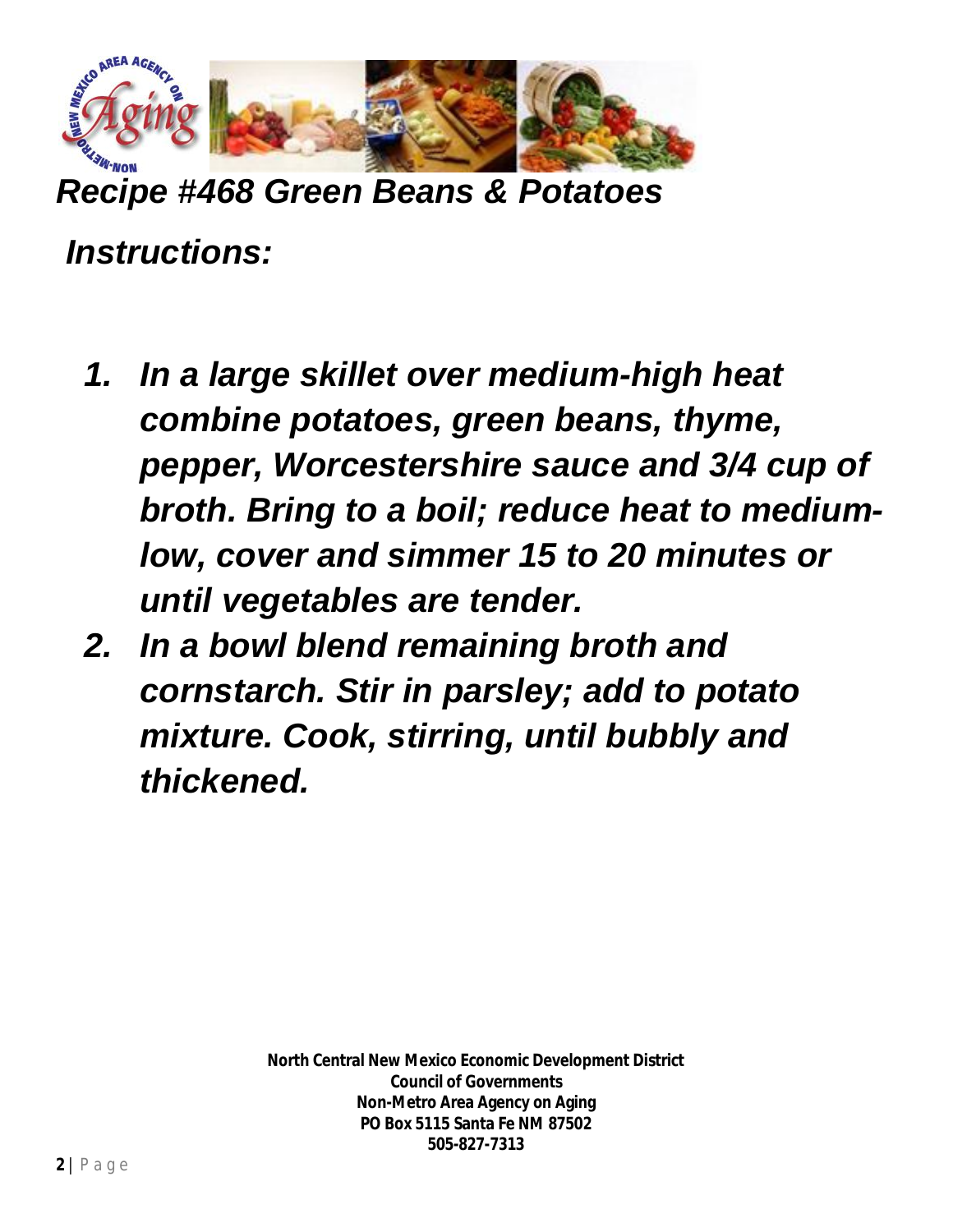***Recipe #468 Green Beans & Potatoes***

***Instructions:***

1. ***In a large skillet over medium-high heat combine potatoes, green beans, thyme, pepper, Worcestershire sauce and 3/4 cup of broth. Bring to a boil; reduce heat to medium-low, cover and simmer 15 to 20 minutes or until vegetables are tender.***
2. ***In a bowl blend remaining broth and cornstarch. Stir in parsley; add to potato mixture. Cook, stirring, until bubbly and thickened.***

**North Central New Mexico Economic Development District**
**Council of Governments**
**Non-Metro Area Agency on Aging**
**PO Box 5115 Santa Fe NM 87502**
**505-827-7313**